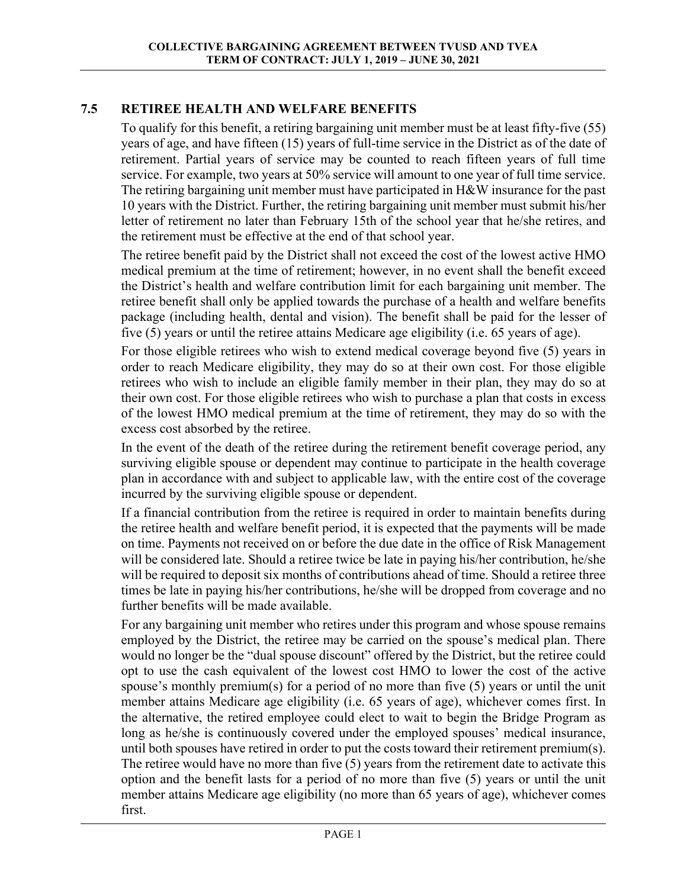## 7.5 RETIREE HEALTH AND WELFARE BENEFITS

To qualify for this benefit, a retiring bargaining unit member must be at least fifty-five (55) years of age, and have fifteen (15) years of full-time service in the District as of the date of retirement. Partial years of service may be counted to reach fifteen years of full time service. For example, two years at 50% service will amount to one year of full time service. The retiring bargaining unit member must have participated in H&W insurance for the past 10 years with the District. Further, the retiring bargaining unit member must submit his/her letter of retirement no later than February 15th of the school year that he/she retires, and the retirement must be effective at the end of that school year.

The retiree benefit paid by the District shall not exceed the cost of the lowest active HMO medical premium at the time of retirement; however, in no event shall the benefit exceed the District's health and welfare contribution limit for each bargaining unit member. The retiree benefit shall only be applied towards the purchase of a health and welfare benefits package (including health, dental and vision). The benefit shall be paid for the lesser of five (5) years or until the retiree attains Medicare age eligibility (i.e. 65 years of age).

For those eligible retirees who wish to extend medical coverage beyond five (5) years in order to reach Medicare eligibility, they may do so at their own cost. For those eligible retirees who wish to include an eligible family member in their plan, they may do so at their own cost. For those eligible retirees who wish to purchase a plan that costs in excess of the lowest HMO medical premium at the time of retirement, they may do so with the excess cost absorbed by the retiree.

In the event of the death of the retiree during the retirement benefit coverage period, any surviving eligible spouse or dependent may continue to participate in the health coverage plan in accordance with and subject to applicable law, with the entire cost of the coverage incurred by the surviving eligible spouse or dependent.

If a financial contribution from the retiree is required in order to maintain benefits during the retiree health and welfare benefit period, it is expected that the payments will be made on time. Payments not received on or before the due date in the office of Risk Management will be considered late. Should a retiree twice be late in paying his/her contribution, he/she will be required to deposit six months of contributions ahead of time. Should a retiree three times be late in paying his/her contributions, he/she will be dropped from coverage and no further benefits will be made available.

For any bargaining unit member who retires under this program and whose spouse remains employed by the District, the retiree may be carried on the spouse's medical plan. There would no longer be the "dual spouse discount" offered by the District, but the retiree could opt to use the cash equivalent of the lowest cost HMO to lower the cost of the active spouse's monthly premium(s) for a period of no more than five (5) years or until the unit member attains Medicare age eligibility (i.e. 65 years of age), whichever comes first. In the alternative, the retired employee could elect to wait to begin the Bridge Program as long as he/she is continuously covered under the employed spouses' medical insurance, until both spouses have retired in order to put the costs toward their retirement premium(s). The retiree would have no more than five (5) years from the retirement date to activate this option and the benefit lasts for a period of no more than five (5) years or until the unit member attains Medicare age eligibility (no more than 65 years of age), whichever comes first.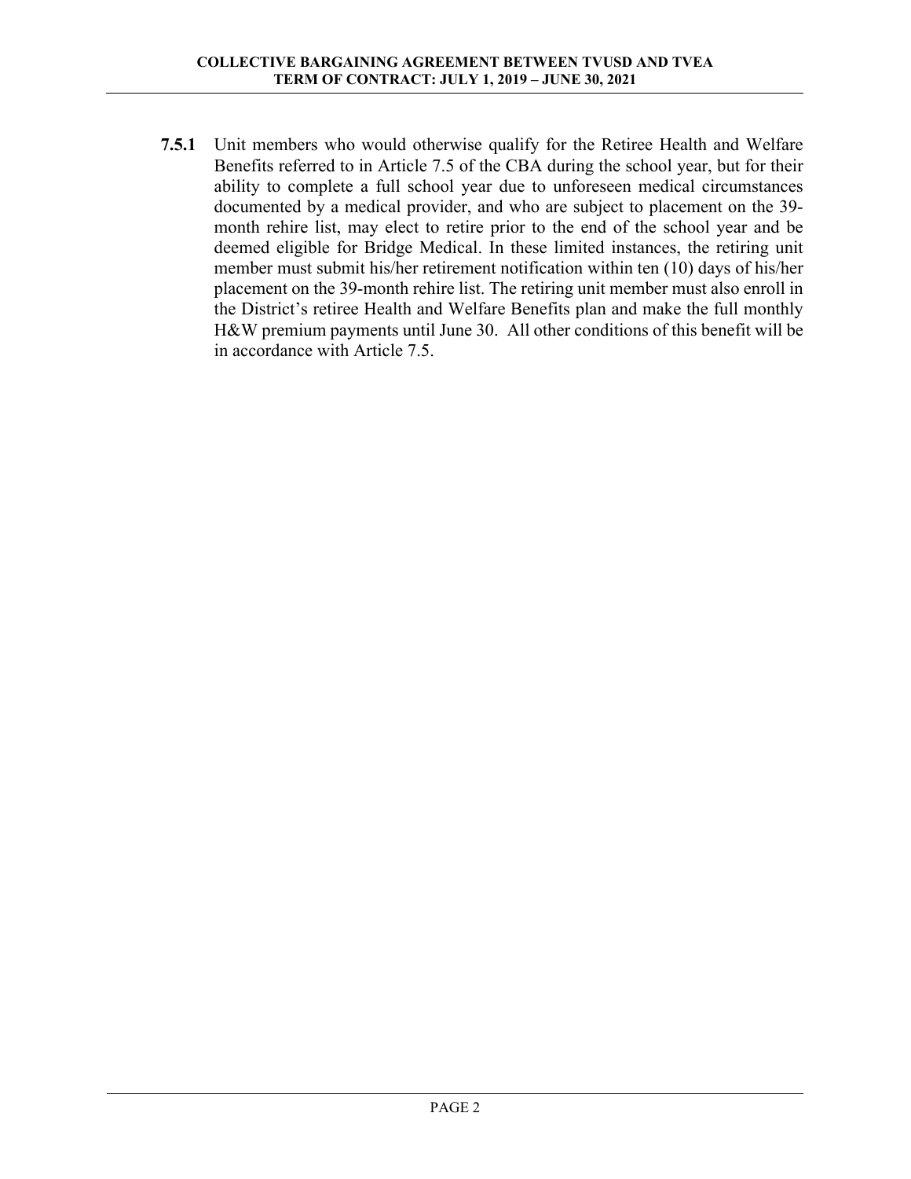**7.5.1** Unit members who would otherwise qualify for the Retiree Health and Welfare Benefits referred to in Article 7.5 of the CBA during the school year, but for their ability to complete a full school year due to unforeseen medical circumstances documented by a medical provider, and who are subject to placement on the 39-month rehire list, may elect to retire prior to the end of the school year and be deemed eligible for Bridge Medical. In these limited instances, the retiring unit member must submit his/her retirement notification within ten (10) days of his/her placement on the 39-month rehire list. The retiring unit member must also enroll in the District's retiree Health and Welfare Benefits plan and make the full monthly H&W premium payments until June 30. All other conditions of this benefit will be in accordance with Article 7.5.